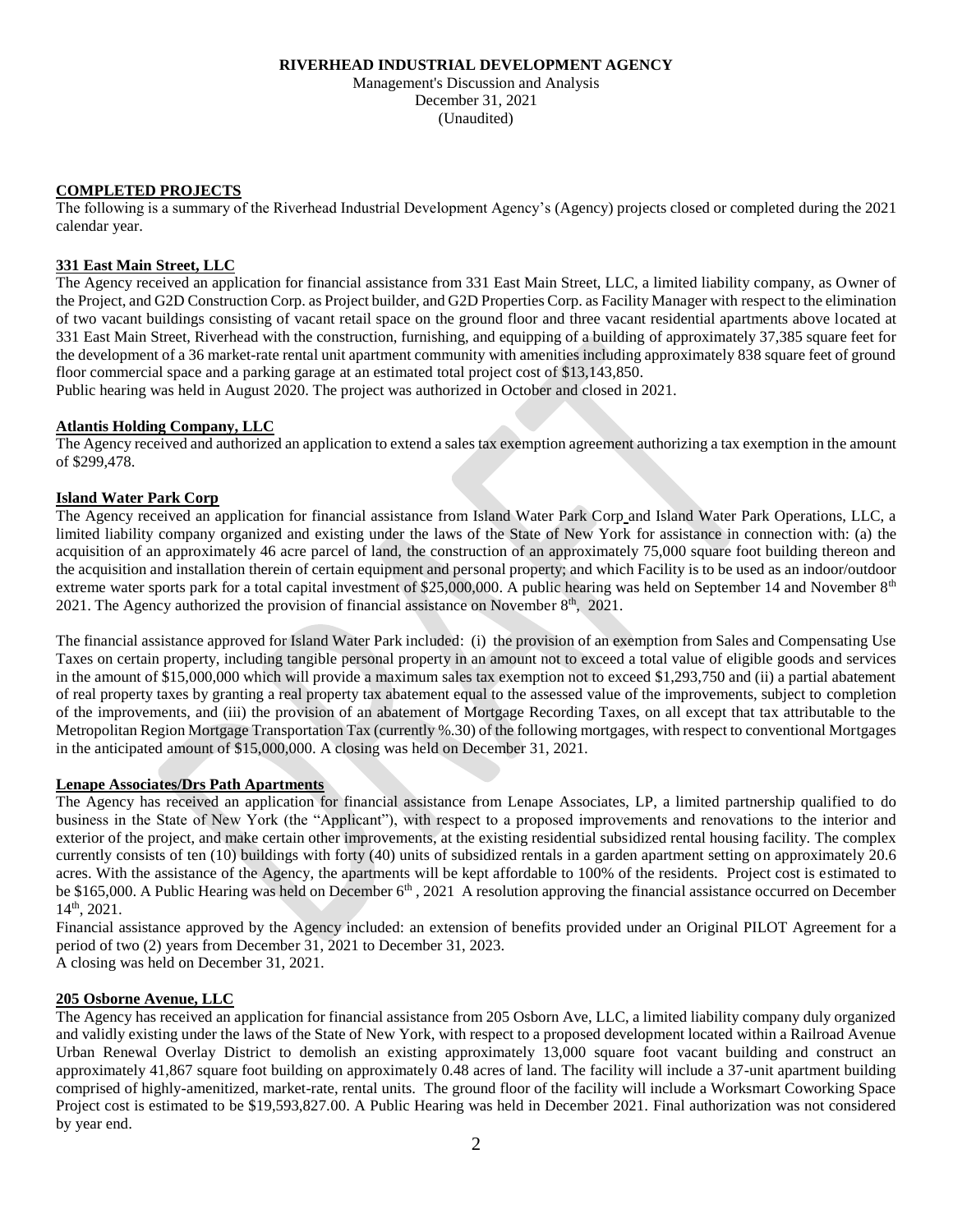**RIVERHEAD INDUSTRIAL DEVELOPMENT AGENCY**
Management's Discussion and Analysis
December 31, 2021
(Unaudited)

## COMPLETED PROJECTS

The following is a summary of the Riverhead Industrial Development Agency's (Agency) projects closed or completed during the 2021 calendar year.

### 331 East Main Street, LLC

The Agency received an application for financial assistance from 331 East Main Street, LLC, a limited liability company, as Owner of the Project, and G2D Construction Corp. as Project builder, and G2D Properties Corp. as Facility Manager with respect to the elimination of two vacant buildings consisting of vacant retail space on the ground floor and three vacant residential apartments above located at 331 East Main Street, Riverhead with the construction, furnishing, and equipping of a building of approximately 37,385 square feet for the development of a 36 market-rate rental unit apartment community with amenities including approximately 838 square feet of ground floor commercial space and a parking garage at an estimated total project cost of $13,143,850.
Public hearing was held in August 2020. The project was authorized in October and closed in 2021.

### Atlantis Holding Company, LLC

The Agency received and authorized an application to extend a sales tax exemption agreement authorizing a tax exemption in the amount of $299,478.

### Island Water Park Corp

The Agency received an application for financial assistance from Island Water Park Corp and Island Water Park Operations, LLC, a limited liability company organized and existing under the laws of the State of New York for assistance in connection with: (a) the acquisition of an approximately 46 acre parcel of land, the construction of an approximately 75,000 square foot building thereon and the acquisition and installation therein of certain equipment and personal property; and which Facility is to be used as an indoor/outdoor extreme water sports park for a total capital investment of $25,000,000. A public hearing was held on September 14 and November 8th 2021. The Agency authorized the provision of financial assistance on November 8th, 2021.

The financial assistance approved for Island Water Park included: (i) the provision of an exemption from Sales and Compensating Use Taxes on certain property, including tangible personal property in an amount not to exceed a total value of eligible goods and services in the amount of $15,000,000 which will provide a maximum sales tax exemption not to exceed $1,293,750 and (ii) a partial abatement of real property taxes by granting a real property tax abatement equal to the assessed value of the improvements, subject to completion of the improvements, and (iii) the provision of an abatement of Mortgage Recording Taxes, on all except that tax attributable to the Metropolitan Region Mortgage Transportation Tax (currently %.30) of the following mortgages, with respect to conventional Mortgages in the anticipated amount of $15,000,000. A closing was held on December 31, 2021.

### Lenape Associates/Drs Path Apartments

The Agency has received an application for financial assistance from Lenape Associates, LP, a limited partnership qualified to do business in the State of New York (the "Applicant"), with respect to a proposed improvements and renovations to the interior and exterior of the project, and make certain other improvements, at the existing residential subsidized rental housing facility. The complex currently consists of ten (10) buildings with forty (40) units of subsidized rentals in a garden apartment setting on approximately 20.6 acres. With the assistance of the Agency, the apartments will be kept affordable to 100% of the residents. Project cost is estimated to be $165,000. A Public Hearing was held on December 6th , 2021 A resolution approving the financial assistance occurred on December 14th, 2021.
Financial assistance approved by the Agency included: an extension of benefits provided under an Original PILOT Agreement for a period of two (2) years from December 31, 2021 to December 31, 2023.
A closing was held on December 31, 2021.

### 205 Osborne Avenue, LLC

The Agency has received an application for financial assistance from 205 Osborn Ave, LLC, a limited liability company duly organized and validly existing under the laws of the State of New York, with respect to a proposed development located within a Railroad Avenue Urban Renewal Overlay District to demolish an existing approximately 13,000 square foot vacant building and construct an approximately 41,867 square foot building on approximately 0.48 acres of land. The facility will include a 37-unit apartment building comprised of highly-amenitized, market-rate, rental units. The ground floor of the facility will include a Worksmart Coworking Space Project cost is estimated to be $19,593,827.00. A Public Hearing was held in December 2021. Final authorization was not considered by year end.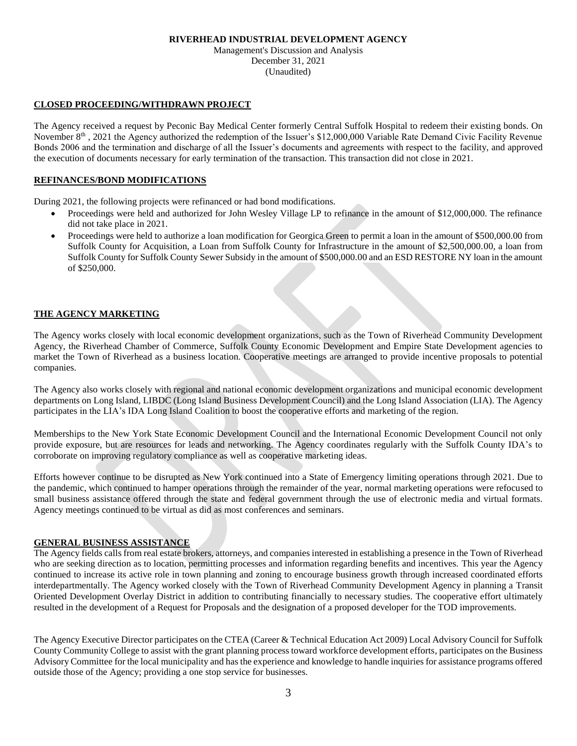## CLOSED PROCEEDING/WITHDRAWN PROJECT

The Agency received a request by Peconic Bay Medical Center formerly Central Suffolk Hospital to redeem their existing bonds. On November 8th , 2021 the Agency authorized the redemption of the Issuer's $12,000,000 Variable Rate Demand Civic Facility Revenue Bonds 2006 and the termination and discharge of all the Issuer's documents and agreements with respect to the facility, and approved the execution of documents necessary for early termination of the transaction. This transaction did not close in 2021.

## REFINANCES/BOND MODIFICATIONS

During 2021, the following projects were refinanced or had bond modifications.

- Proceedings were held and authorized for John Wesley Village LP to refinance in the amount of $12,000,000. The refinance did not take place in 2021.
- Proceedings were held to authorize a loan modification for Georgica Green to permit a loan in the amount of $500,000.00 from Suffolk County for Acquisition, a Loan from Suffolk County for Infrastructure in the amount of $2,500,000.00, a loan from Suffolk County for Suffolk County Sewer Subsidy in the amount of $500,000.00 and an ESD RESTORE NY loan in the amount of $250,000.

## THE AGENCY MARKETING

The Agency works closely with local economic development organizations, such as the Town of Riverhead Community Development Agency, the Riverhead Chamber of Commerce, Suffolk County Economic Development and Empire State Development agencies to market the Town of Riverhead as a business location. Cooperative meetings are arranged to provide incentive proposals to potential companies.

The Agency also works closely with regional and national economic development organizations and municipal economic development departments on Long Island, LIBDC (Long Island Business Development Council) and the Long Island Association (LIA). The Agency participates in the LIA's IDA Long Island Coalition to boost the cooperative efforts and marketing of the region.

Memberships to the New York State Economic Development Council and the International Economic Development Council not only provide exposure, but are resources for leads and networking. The Agency coordinates regularly with the Suffolk County IDA's to corroborate on improving regulatory compliance as well as cooperative marketing ideas.

Efforts however continue to be disrupted as New York continued into a State of Emergency limiting operations through 2021. Due to the pandemic, which continued to hamper operations through the remainder of the year, normal marketing operations were refocused to small business assistance offered through the state and federal government through the use of electronic media and virtual formats. Agency meetings continued to be virtual as did as most conferences and seminars.

## GENERAL BUSINESS ASSISTANCE

The Agency fields calls from real estate brokers, attorneys, and companies interested in establishing a presence in the Town of Riverhead who are seeking direction as to location, permitting processes and information regarding benefits and incentives. This year the Agency continued to increase its active role in town planning and zoning to encourage business growth through increased coordinated efforts interdepartmentally. The Agency worked closely with the Town of Riverhead Community Development Agency in planning a Transit Oriented Development Overlay District in addition to contributing financially to necessary studies. The cooperative effort ultimately resulted in the development of a Request for Proposals and the designation of a proposed developer for the TOD improvements.

The Agency Executive Director participates on the CTEA (Career & Technical Education Act 2009) Local Advisory Council for Suffolk County Community College to assist with the grant planning process toward workforce development efforts, participates on the Business Advisory Committee for the local municipality and has the experience and knowledge to handle inquiries for assistance programs offered outside those of the Agency; providing a one stop service for businesses.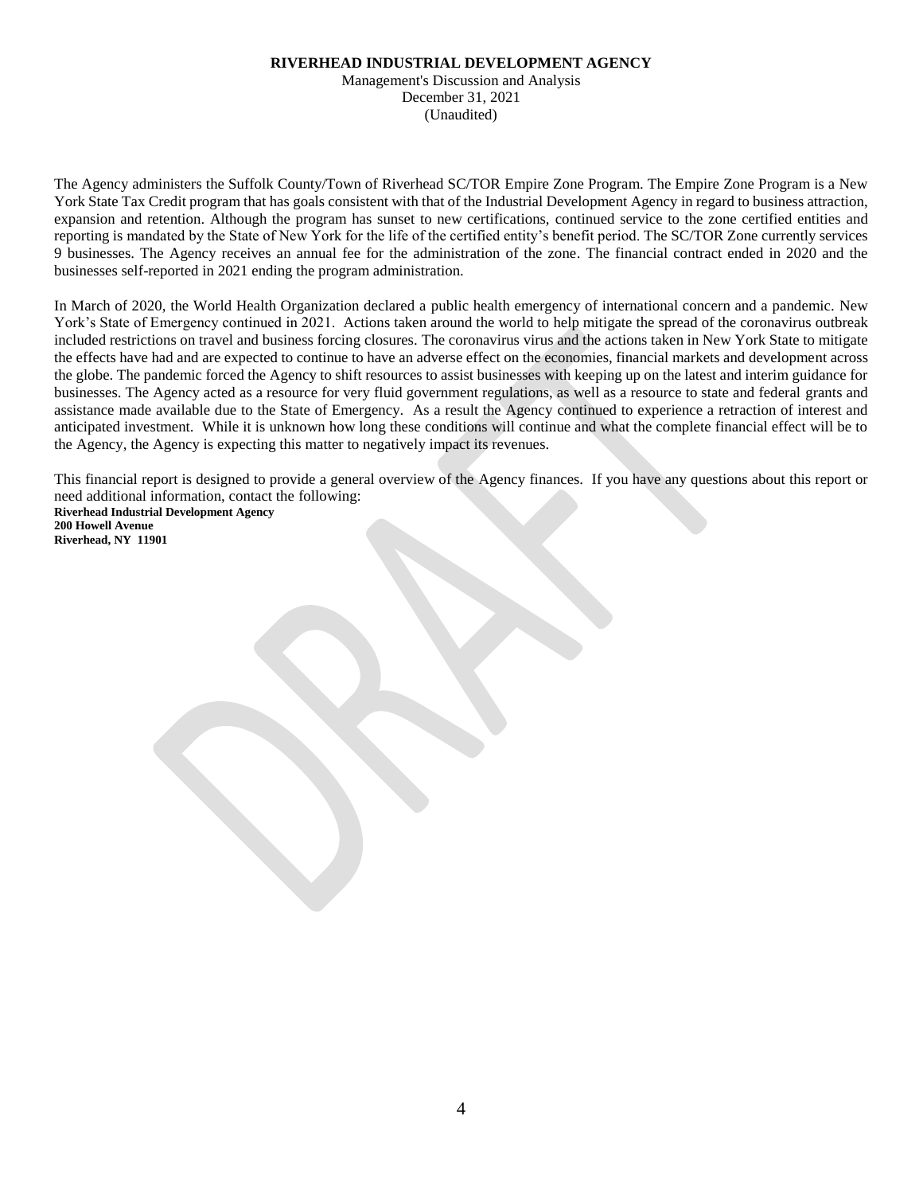**RIVERHEAD INDUSTRIAL DEVELOPMENT AGENCY**
Management's Discussion and Analysis
December 31, 2021
(Unaudited)

The Agency administers the Suffolk County/Town of Riverhead SC/TOR Empire Zone Program. The Empire Zone Program is a New York State Tax Credit program that has goals consistent with that of the Industrial Development Agency in regard to business attraction, expansion and retention. Although the program has sunset to new certifications, continued service to the zone certified entities and reporting is mandated by the State of New York for the life of the certified entity's benefit period. The SC/TOR Zone currently services 9 businesses. The Agency receives an annual fee for the administration of the zone. The financial contract ended in 2020 and the businesses self-reported in 2021 ending the program administration.

In March of 2020, the World Health Organization declared a public health emergency of international concern and a pandemic. New York's State of Emergency continued in 2021. Actions taken around the world to help mitigate the spread of the coronavirus outbreak included restrictions on travel and business forcing closures. The coronavirus virus and the actions taken in New York State to mitigate the effects have had and are expected to continue to have an adverse effect on the economies, financial markets and development across the globe. The pandemic forced the Agency to shift resources to assist businesses with keeping up on the latest and interim guidance for businesses. The Agency acted as a resource for very fluid government regulations, as well as a resource to state and federal grants and assistance made available due to the State of Emergency. As a result the Agency continued to experience a retraction of interest and anticipated investment. While it is unknown how long these conditions will continue and what the complete financial effect will be to the Agency, the Agency is expecting this matter to negatively impact its revenues.

This financial report is designed to provide a general overview of the Agency finances. If you have any questions about this report or need additional information, contact the following:

**Riverhead Industrial Development Agency**
**200 Howell Avenue**
**Riverhead, NY 11901**